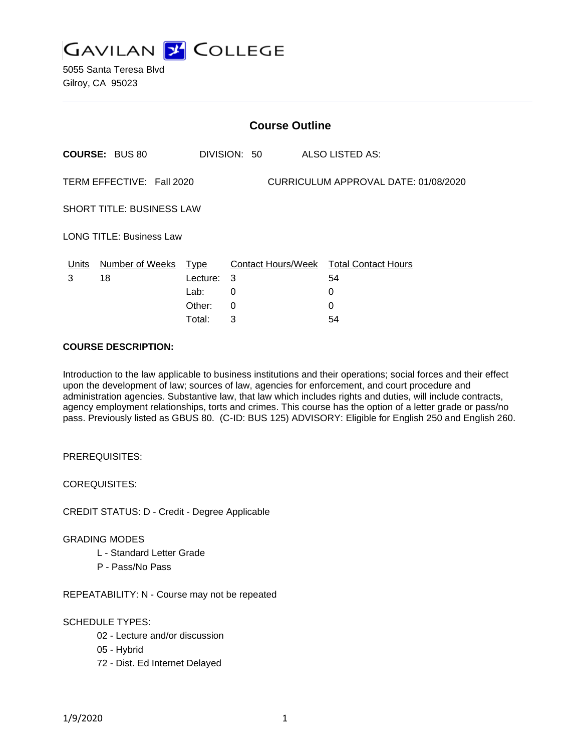# GAVILAN COLLEGE

5055 Santa Teresa Blvd
Gilroy, CA 95023

## Course Outline

**COURSE:** BUS 80 DIVISION: 50 ALSO LISTED AS:

TERM EFFECTIVE: Fall 2020 CURRICULUM APPROVAL DATE: 01/08/2020

SHORT TITLE: BUSINESS LAW

LONG TITLE: Business Law

| Units | Number of Weeks | Type | Contact Hours/Week | Total Contact Hours |
|---|---|---|---|---|
| 3 | 18 | Lecture: | 3 | 54 |
| | | Lab: | 0 | 0 |
| | | Other: | 0 | 0 |
| | | Total: | 3 | 54 |

**COURSE DESCRIPTION:**

Introduction to the law applicable to business institutions and their operations; social forces and their effect upon the development of law; sources of law, agencies for enforcement, and court procedure and administration agencies. Substantive law, that law which includes rights and duties, will include contracts, agency employment relationships, torts and crimes. This course has the option of a letter grade or pass/no pass. Previously listed as GBUS 80. (C-ID: BUS 125) ADVISORY: Eligible for English 250 and English 260.

PREREQUISITES:

COREQUISITES:

CREDIT STATUS: D - Credit - Degree Applicable

GRADING MODES

- L - Standard Letter Grade
- P - Pass/No Pass

REPEATABILITY: N - Course may not be repeated

SCHEDULE TYPES:

- 02 - Lecture and/or discussion
- 05 - Hybrid
- 72 - Dist. Ed Internet Delayed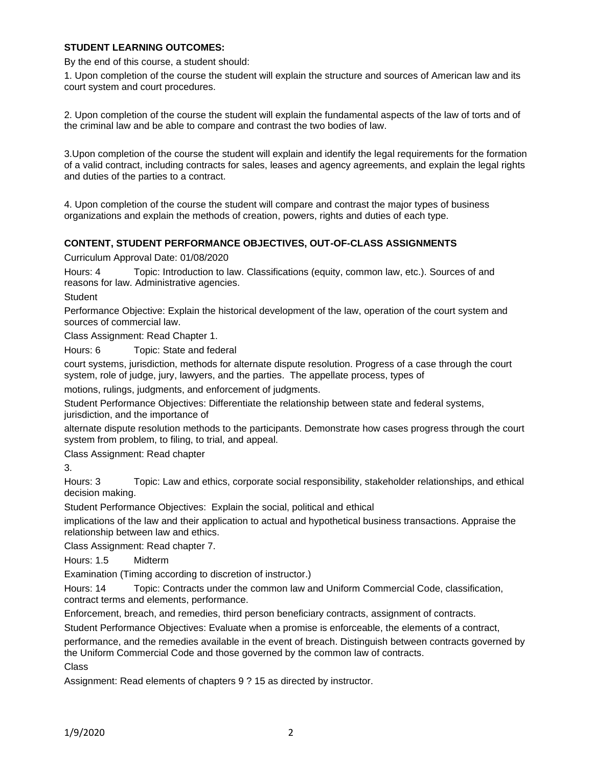**STUDENT LEARNING OUTCOMES:**

By the end of this course, a student should:

1. Upon completion of the course the student will explain the structure and sources of American law and its court system and court procedures.

2. Upon completion of the course the student will explain the fundamental aspects of the law of torts and of the criminal law and be able to compare and contrast the two bodies of law.

3.Upon completion of the course the student will explain and identify the legal requirements for the formation of a valid contract, including contracts for sales, leases and agency agreements, and explain the legal rights and duties of the parties to a contract.

4. Upon completion of the course the student will compare and contrast the major types of business organizations and explain the methods of creation, powers, rights and duties of each type.

**CONTENT, STUDENT PERFORMANCE OBJECTIVES, OUT-OF-CLASS ASSIGNMENTS**

Curriculum Approval Date: 01/08/2020

Hours: 4 Topic: Introduction to law. Classifications (equity, common law, etc.). Sources of and reasons for law. Administrative agencies.

Student

Performance Objective: Explain the historical development of the law, operation of the court system and sources of commercial law.

Class Assignment: Read Chapter 1.

Hours: 6 Topic: State and federal

court systems, jurisdiction, methods for alternate dispute resolution. Progress of a case through the court system, role of judge, jury, lawyers, and the parties. The appellate process, types of

motions, rulings, judgments, and enforcement of judgments.

Student Performance Objectives: Differentiate the relationship between state and federal systems, jurisdiction, and the importance of

alternate dispute resolution methods to the participants. Demonstrate how cases progress through the court system from problem, to filing, to trial, and appeal.

Class Assignment: Read chapter

3.

Hours: 3 Topic: Law and ethics, corporate social responsibility, stakeholder relationships, and ethical decision making.

Student Performance Objectives: Explain the social, political and ethical

implications of the law and their application to actual and hypothetical business transactions. Appraise the relationship between law and ethics.

Class Assignment: Read chapter 7.

Hours: 1.5 Midterm

Examination (Timing according to discretion of instructor.)

Hours: 14 Topic: Contracts under the common law and Uniform Commercial Code, classification, contract terms and elements, performance.

Enforcement, breach, and remedies, third person beneficiary contracts, assignment of contracts.

Student Performance Objectives: Evaluate when a promise is enforceable, the elements of a contract,

performance, and the remedies available in the event of breach. Distinguish between contracts governed by the Uniform Commercial Code and those governed by the common law of contracts.

Class

Assignment: Read elements of chapters 9 ? 15 as directed by instructor.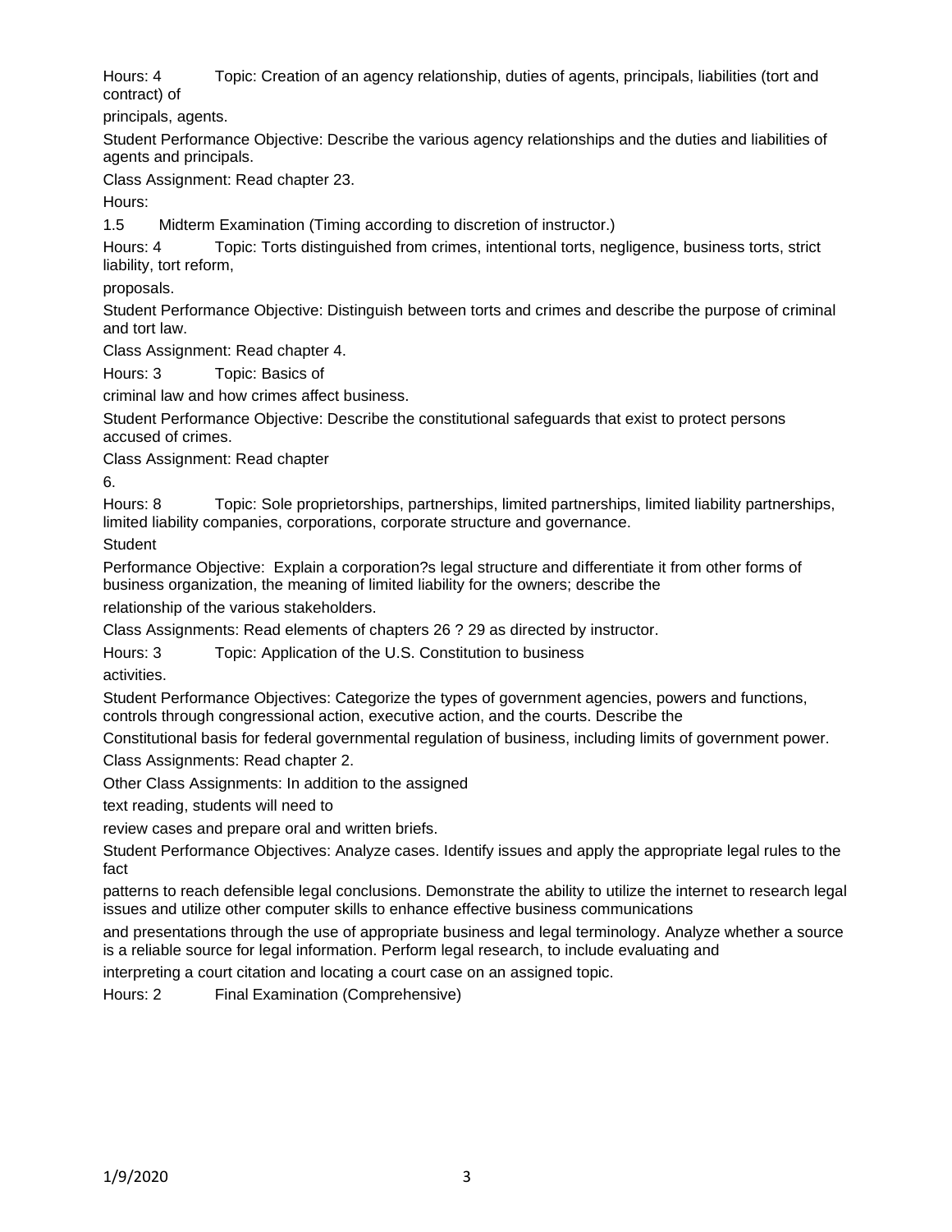Hours: 4 Topic: Creation of an agency relationship, duties of agents, principals, liabilities (tort and contract) of principals, agents.

Student Performance Objective: Describe the various agency relationships and the duties and liabilities of agents and principals.

Class Assignment: Read chapter 23.

Hours:

1.5 Midterm Examination (Timing according to discretion of instructor.)

Hours: 4 Topic: Torts distinguished from crimes, intentional torts, negligence, business torts, strict liability, tort reform, proposals.

Student Performance Objective: Distinguish between torts and crimes and describe the purpose of criminal and tort law.

Class Assignment: Read chapter 4.

Hours: 3 Topic: Basics of criminal law and how crimes affect business.

Student Performance Objective: Describe the constitutional safeguards that exist to protect persons accused of crimes.

Class Assignment: Read chapter 6.

Hours: 8 Topic: Sole proprietorships, partnerships, limited partnerships, limited liability partnerships, limited liability companies, corporations, corporate structure and governance.

Student Performance Objective: Explain a corporation?s legal structure and differentiate it from other forms of business organization, the meaning of limited liability for the owners; describe the relationship of the various stakeholders.

Class Assignments: Read elements of chapters 26 ? 29 as directed by instructor.

Hours: 3 Topic: Application of the U.S. Constitution to business activities.

Student Performance Objectives: Categorize the types of government agencies, powers and functions, controls through congressional action, executive action, and the courts. Describe the Constitutional basis for federal governmental regulation of business, including limits of government power.

Class Assignments: Read chapter 2.

Other Class Assignments: In addition to the assigned text reading, students will need to review cases and prepare oral and written briefs.

Student Performance Objectives: Analyze cases. Identify issues and apply the appropriate legal rules to the fact patterns to reach defensible legal conclusions. Demonstrate the ability to utilize the internet to research legal issues and utilize other computer skills to enhance effective business communications and presentations through the use of appropriate business and legal terminology. Analyze whether a source is a reliable source for legal information. Perform legal research, to include evaluating and interpreting a court citation and locating a court case on an assigned topic.

Hours: 2 Final Examination (Comprehensive)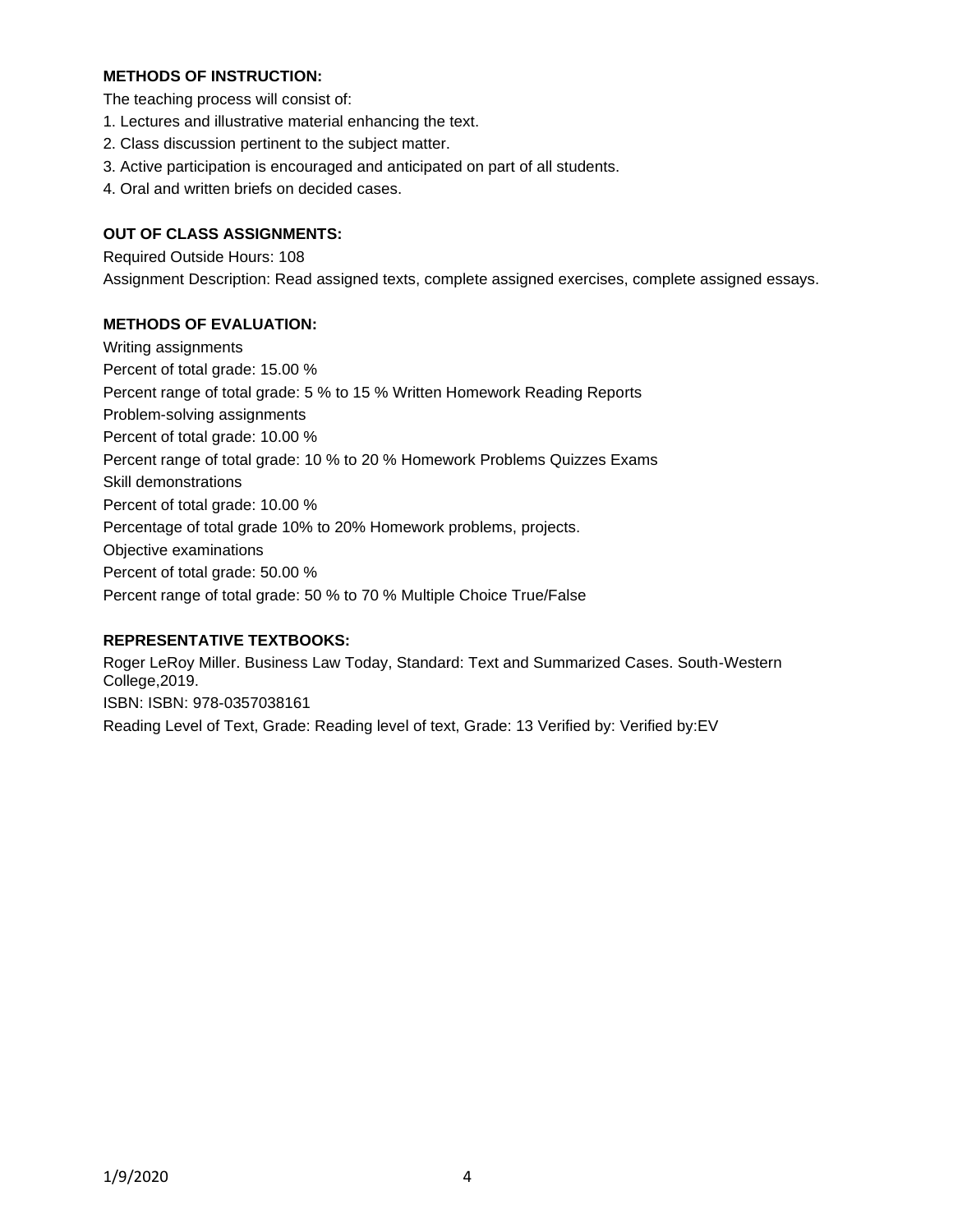**METHODS OF INSTRUCTION:**

The teaching process will consist of:

1. Lectures and illustrative material enhancing the text.
2. Class discussion pertinent to the subject matter.
3. Active participation is encouraged and anticipated on part of all students.
4. Oral and written briefs on decided cases.

**OUT OF CLASS ASSIGNMENTS:**

Required Outside Hours: 108

Assignment Description: Read assigned texts, complete assigned exercises, complete assigned essays.

**METHODS OF EVALUATION:**

Writing assignments

Percent of total grade: 15.00 %

Percent range of total grade: 5 % to 15 % Written Homework Reading Reports

Problem-solving assignments

Percent of total grade: 10.00 %

Percent range of total grade: 10 % to 20 % Homework Problems Quizzes Exams

Skill demonstrations

Percent of total grade: 10.00 %

Percentage of total grade 10% to 20% Homework problems, projects.

Objective examinations

Percent of total grade: 50.00 %

Percent range of total grade: 50 % to 70 % Multiple Choice True/False

**REPRESENTATIVE TEXTBOOKS:**

Roger LeRoy Miller. Business Law Today, Standard: Text and Summarized Cases. South-Western College,2019.

ISBN: ISBN: 978-0357038161

Reading Level of Text, Grade: Reading level of text, Grade: 13 Verified by: Verified by:EV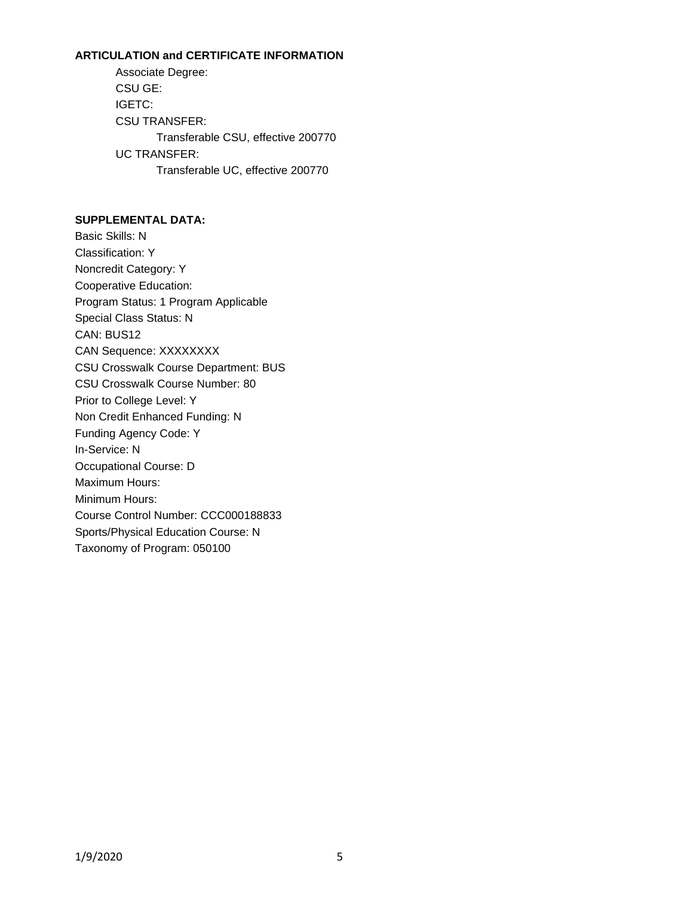**ARTICULATION and CERTIFICATE INFORMATION**

Associate Degree:
CSU GE:
IGETC:
CSU TRANSFER:
Transferable CSU, effective 200770
UC TRANSFER:
Transferable UC, effective 200770

**SUPPLEMENTAL DATA:**

Basic Skills: N
Classification: Y
Noncredit Category: Y
Cooperative Education:
Program Status: 1 Program Applicable
Special Class Status: N
CAN: BUS12
CAN Sequence: XXXXXXXX
CSU Crosswalk Course Department: BUS
CSU Crosswalk Course Number: 80
Prior to College Level: Y
Non Credit Enhanced Funding: N
Funding Agency Code: Y
In-Service: N
Occupational Course: D
Maximum Hours:
Minimum Hours:
Course Control Number: CCC000188833
Sports/Physical Education Course: N
Taxonomy of Program: 050100